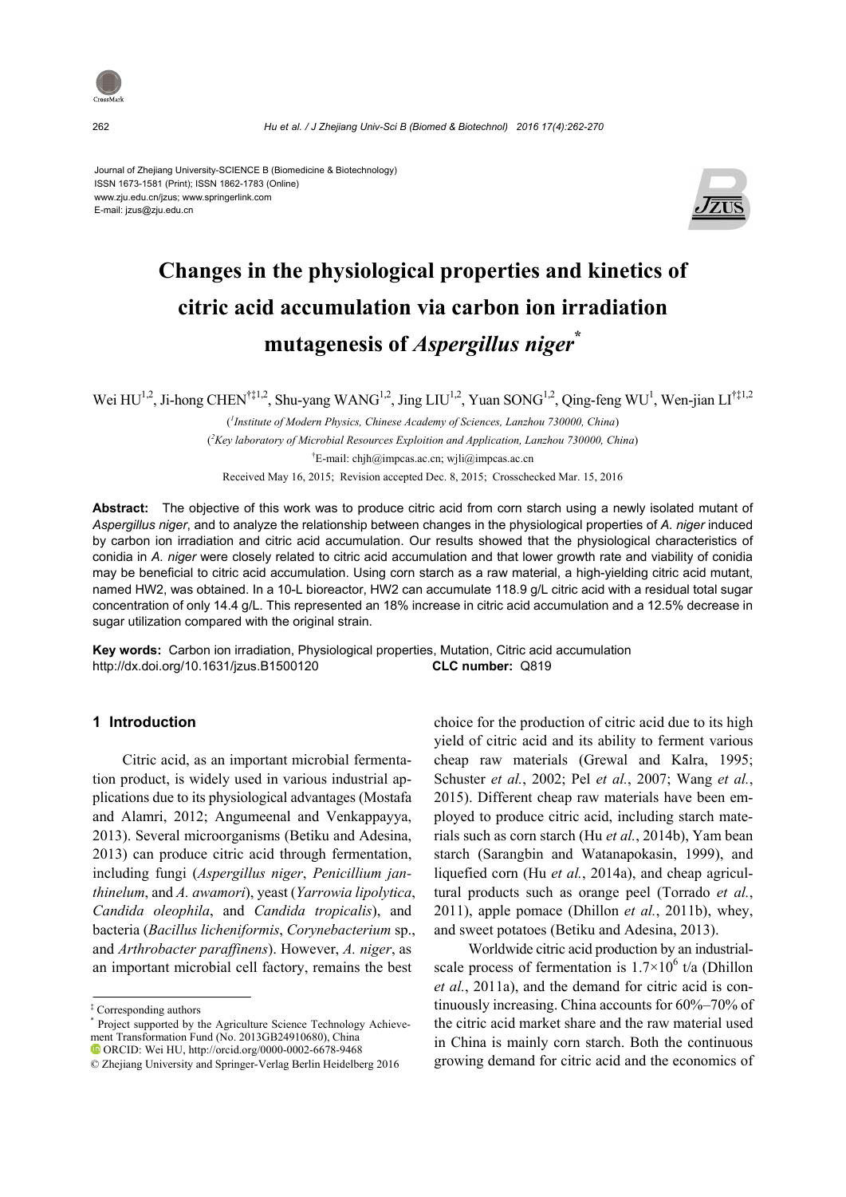Journal of Zhejiang University-SCIENCE B (Biomedicine & Biotechnology)
ISSN 1673-1581 (Print); ISSN 1862-1783 (Online)
www.zju.edu.cn/jzus; www.springerlink.com
E-mail: jzus@zju.edu.cn

# Changes in the physiological properties and kinetics of citric acid accumulation via carbon ion irradiation mutagenesis of *Aspergillus niger*[*]

Wei HU[1,2], Ji-hong CHEN[†‡1,2], Shu-yang WANG[1,2], Jing LIU[1,2], Yuan SONG[1,2], Qing-feng WU[1], Wen-jian LI[†‡1,2]

([1]*Institute of Modern Physics, Chinese Academy of Sciences, Lanzhou 730000, China*)

([2]*Key laboratory of Microbial Resources Exploition and Application, Lanzhou 730000, China*)

[†]E-mail: chjh@impcas.ac.cn; wjli@impcas.ac.cn

Received May 16, 2015; Revision accepted Dec. 8, 2015; Crosschecked Mar. 15, 2016

**Abstract:** The objective of this work was to produce citric acid from corn starch using a newly isolated mutant of *Aspergillus niger*, and to analyze the relationship between changes in the physiological properties of *A. niger* induced by carbon ion irradiation and citric acid accumulation. Our results showed that the physiological characteristics of conidia in *A. niger* were closely related to citric acid accumulation and that lower growth rate and viability of conidia may be beneficial to citric acid accumulation. Using corn starch as a raw material, a high-yielding citric acid mutant, named HW2, was obtained. In a 10-L bioreactor, HW2 can accumulate 118.9 g/L citric acid with a residual total sugar concentration of only 14.4 g/L. This represented an 18% increase in citric acid accumulation and a 12.5% decrease in sugar utilization compared with the original strain.

**Key words:** Carbon ion irradiation, Physiological properties, Mutation, Citric acid accumulation
http://dx.doi.org/10.1631/jzus.B1500120 **CLC number:** Q819

## 1 Introduction

Citric acid, as an important microbial fermentation product, is widely used in various industrial applications due to its physiological advantages (Mostafa and Alamri, 2012; Angumeenal and Venkappayya, 2013). Several microorganisms (Betiku and Adesina, 2013) can produce citric acid through fermentation, including fungi (*Aspergillus niger*, *Penicillium janthinelum*, and *A. awamori*), yeast (*Yarrowia lipolytica*, *Candida oleophila*, and *Candida tropicalis*), and bacteria (*Bacillus licheniformis*, *Corynebacterium* sp., and *Arthrobacter paraffinens*). However, *A. niger*, as an important microbial cell factory, remains the best choice for the production of citric acid due to its high yield of citric acid and its ability to ferment various cheap raw materials (Grewal and Kalra, 1995; Schuster *et al.*, 2002; Pel *et al.*, 2007; Wang *et al.*, 2015). Different cheap raw materials have been employed to produce citric acid, including starch materials such as corn starch (Hu *et al.*, 2014b), Yam bean starch (Sarangbin and Watanapokasin, 1999), and liquefied corn (Hu *et al.*, 2014a), and cheap agricultural products such as orange peel (Torrado *et al.*, 2011), apple pomace (Dhillon *et al.*, 2011b), whey, and sweet potatoes (Betiku and Adesina, 2013).

Worldwide citric acid production by an industrial-scale process of fermentation is $1.7\times10^6$ t/a (Dhillon *et al.*, 2011a), and the demand for citric acid is continuously increasing. China accounts for 60%–70% of the citric acid market share and the raw material used in China is mainly corn starch. Both the continuous growing demand for citric acid and the economics of

---

[‡] Corresponding authors

[*] Project supported by the Agriculture Science Technology Achievement Transformation Fund (No. 2013GB24910680), China

ORCID: Wei HU, http://orcid.org/0000-0002-6678-9468

© Zhejiang University and Springer-Verlag Berlin Heidelberg 2016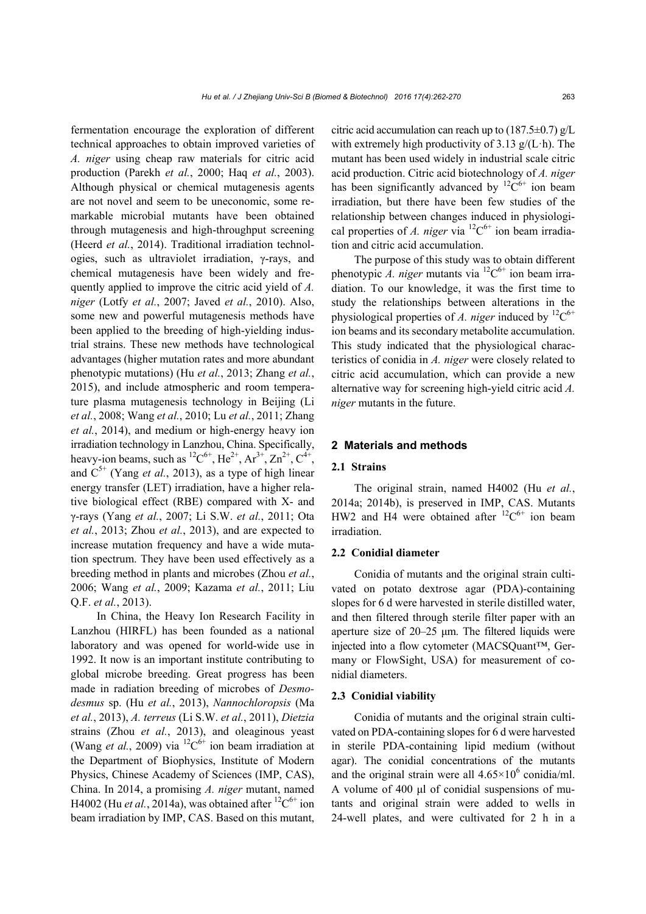fermentation encourage the exploration of different technical approaches to obtain improved varieties of *A. niger* using cheap raw materials for citric acid production (Parekh *et al.*, 2000; Haq *et al.*, 2003). Although physical or chemical mutagenesis agents are not novel and seem to be uneconomic, some remarkable microbial mutants have been obtained through mutagenesis and high-throughput screening (Heerd *et al.*, 2014). Traditional irradiation technologies, such as ultraviolet irradiation, γ-rays, and chemical mutagenesis have been widely and frequently applied to improve the citric acid yield of *A. niger* (Lotfy *et al.*, 2007; Javed *et al.*, 2010). Also, some new and powerful mutagenesis methods have been applied to the breeding of high-yielding industrial strains. These new methods have technological advantages (higher mutation rates and more abundant phenotypic mutations) (Hu *et al.*, 2013; Zhang *et al.*, 2015), and include atmospheric and room temperature plasma mutagenesis technology in Beijing (Li *et al.*, 2008; Wang *et al.*, 2010; Lu *et al.*, 2011; Zhang *et al.*, 2014), and medium or high-energy heavy ion irradiation technology in Lanzhou, China. Specifically, heavy-ion beams, such as $^{12}C^{6+}$, $He^{2+}$, $Ar^{3+}$, $Zn^{2+}$, $C^{4+}$, and $C^{5+}$ (Yang *et al.*, 2013), as a type of high linear energy transfer (LET) irradiation, have a higher relative biological effect (RBE) compared with X- and γ-rays (Yang *et al.*, 2007; Li S.W. *et al.*, 2011; Ota *et al.*, 2013; Zhou *et al.*, 2013), and are expected to increase mutation frequency and have a wide mutation spectrum. They have been used effectively as a breeding method in plants and microbes (Zhou *et al.*, 2006; Wang *et al.*, 2009; Kazama *et al.*, 2011; Liu Q.F. *et al.*, 2013).

In China, the Heavy Ion Research Facility in Lanzhou (HIRFL) has been founded as a national laboratory and was opened for world-wide use in 1992. It now is an important institute contributing to global microbe breeding. Great progress has been made in radiation breeding of microbes of *Desmodesmus* sp. (Hu *et al.*, 2013), *Nannochloropsis* (Ma *et al.*, 2013), *A. terreus* (Li S.W. *et al.*, 2011), *Dietzia* strains (Zhou *et al.*, 2013), and oleaginous yeast (Wang *et al.*, 2009) via $^{12}C^{6+}$ ion beam irradiation at the Department of Biophysics, Institute of Modern Physics, Chinese Academy of Sciences (IMP, CAS), China. In 2014, a promising *A. niger* mutant, named H4002 (Hu *et al.*, 2014a), was obtained after $^{12}C^{6+}$ ion beam irradiation by IMP, CAS. Based on this mutant, citric acid accumulation can reach up to (187.5±0.7) g/L with extremely high productivity of 3.13 g/(L·h). The mutant has been used widely in industrial scale citric acid production. Citric acid biotechnology of *A. niger* has been significantly advanced by $^{12}C^{6+}$ ion beam irradiation, but there have been few studies of the relationship between changes induced in physiological properties of *A. niger* via $^{12}C^{6+}$ ion beam irradiation and citric acid accumulation.

The purpose of this study was to obtain different phenotypic *A. niger* mutants via $^{12}C^{6+}$ ion beam irradiation. To our knowledge, it was the first time to study the relationships between alterations in the physiological properties of *A. niger* induced by $^{12}C^{6+}$ ion beams and its secondary metabolite accumulation. This study indicated that the physiological characteristics of conidia in *A. niger* were closely related to citric acid accumulation, which can provide a new alternative way for screening high-yield citric acid *A. niger* mutants in the future.

## 2 Materials and methods

### 2.1 Strains

The original strain, named H4002 (Hu *et al.*, 2014a; 2014b), is preserved in IMP, CAS. Mutants HW2 and H4 were obtained after $^{12}C^{6+}$ ion beam irradiation.

### 2.2 Conidial diameter

Conidia of mutants and the original strain cultivated on potato dextrose agar (PDA)-containing slopes for 6 d were harvested in sterile distilled water, and then filtered through sterile filter paper with an aperture size of 20–25 μm. The filtered liquids were injected into a flow cytometer (MACSQuant™, Germany or FlowSight, USA) for measurement of conidial diameters.

### 2.3 Conidial viability

Conidia of mutants and the original strain cultivated on PDA-containing slopes for 6 d were harvested in sterile PDA-containing lipid medium (without agar). The conidial concentrations of the mutants and the original strain were all $4.65\times10^6$ conidia/ml. A volume of 400 μl of conidial suspensions of mutants and original strain were added to wells in 24-well plates, and were cultivated for 2 h in a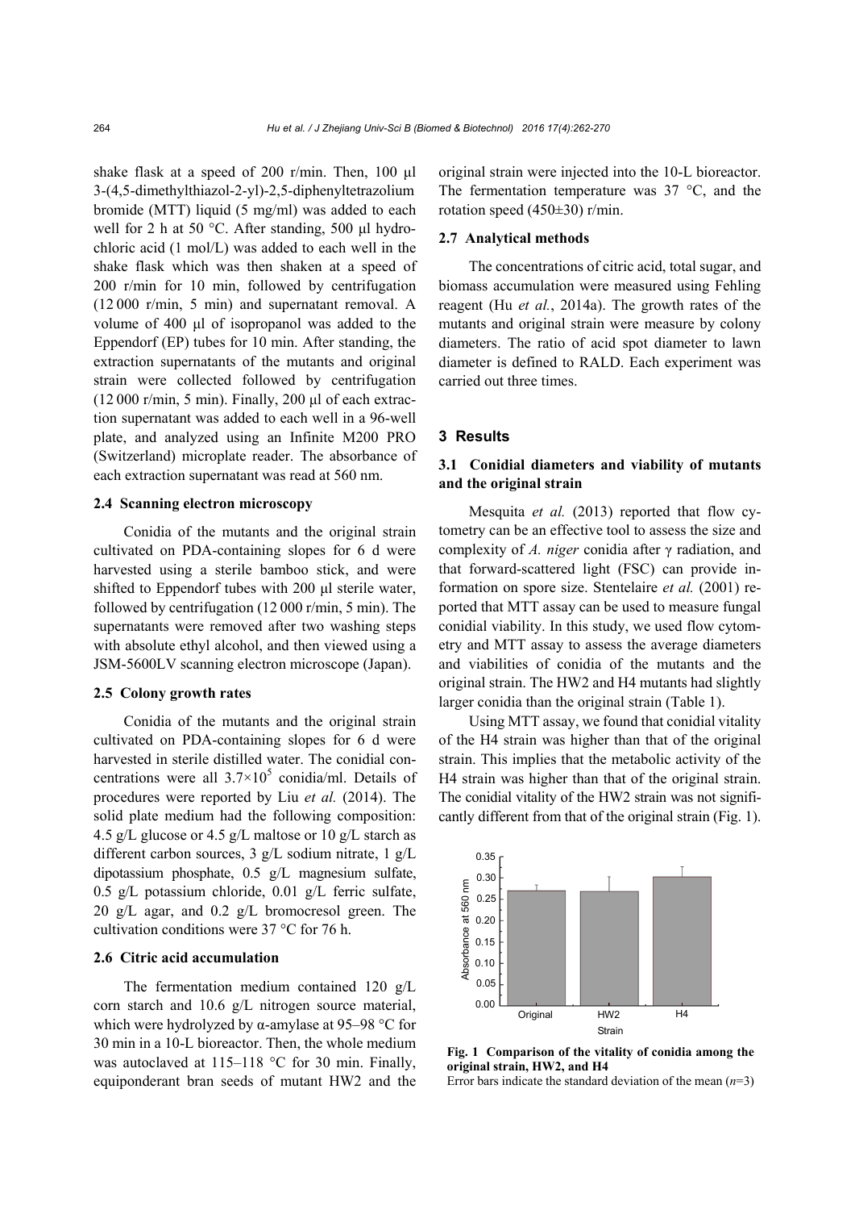shake flask at a speed of 200 r/min. Then, 100 μl 3-(4,5-dimethylthiazol-2-yl)-2,5-diphenyltetrazolium bromide (MTT) liquid (5 mg/ml) was added to each well for 2 h at 50 °C. After standing, 500 μl hydrochloric acid (1 mol/L) was added to each well in the shake flask which was then shaken at a speed of 200 r/min for 10 min, followed by centrifugation (12 000 r/min, 5 min) and supernatant removal. A volume of 400 μl of isopropanol was added to the Eppendorf (EP) tubes for 10 min. After standing, the extraction supernatants of the mutants and original strain were collected followed by centrifugation (12 000 r/min, 5 min). Finally, 200 μl of each extraction supernatant was added to each well in a 96-well plate, and analyzed using an Infinite M200 PRO (Switzerland) microplate reader. The absorbance of each extraction supernatant was read at 560 nm.

### 2.4 Scanning electron microscopy

Conidia of the mutants and the original strain cultivated on PDA-containing slopes for 6 d were harvested using a sterile bamboo stick, and were shifted to Eppendorf tubes with 200 μl sterile water, followed by centrifugation (12 000 r/min, 5 min). The supernatants were removed after two washing steps with absolute ethyl alcohol, and then viewed using a JSM-5600LV scanning electron microscope (Japan).

### 2.5 Colony growth rates

Conidia of the mutants and the original strain cultivated on PDA-containing slopes for 6 d were harvested in sterile distilled water. The conidial concentrations were all $3.7\times10^5$ conidia/ml. Details of procedures were reported by Liu *et al.* (2014). The solid plate medium had the following composition: 4.5 g/L glucose or 4.5 g/L maltose or 10 g/L starch as different carbon sources, 3 g/L sodium nitrate, 1 g/L dipotassium phosphate, 0.5 g/L magnesium sulfate, 0.5 g/L potassium chloride, 0.01 g/L ferric sulfate, 20 g/L agar, and 0.2 g/L bromocresol green. The cultivation conditions were 37 °C for 76 h.

### 2.6 Citric acid accumulation

The fermentation medium contained 120 g/L corn starch and 10.6 g/L nitrogen source material, which were hydrolyzed by α-amylase at 95–98 °C for 30 min in a 10-L bioreactor. Then, the whole medium was autoclaved at 115–118 °C for 30 min. Finally, equiponderant bran seeds of mutant HW2 and the original strain were injected into the 10-L bioreactor. The fermentation temperature was 37 °C, and the rotation speed (450±30) r/min.

### 2.7 Analytical methods

The concentrations of citric acid, total sugar, and biomass accumulation were measured using Fehling reagent (Hu *et al.*, 2014a). The growth rates of the mutants and original strain were measure by colony diameters. The ratio of acid spot diameter to lawn diameter is defined to RALD. Each experiment was carried out three times.

## 3 Results

### 3.1 Conidial diameters and viability of mutants and the original strain

Mesquita *et al.* (2013) reported that flow cytometry can be an effective tool to assess the size and complexity of *A. niger* conidia after γ radiation, and that forward-scattered light (FSC) can provide information on spore size. Stentelaire *et al.* (2001) reported that MTT assay can be used to measure fungal conidial viability. In this study, we used flow cytometry and MTT assay to assess the average diameters and viabilities of conidia of the mutants and the original strain. The HW2 and H4 mutants had slightly larger conidia than the original strain (Table 1).

Using MTT assay, we found that conidial vitality of the H4 strain was higher than that of the original strain. This implies that the metabolic activity of the H4 strain was higher than that of the original strain. The conidial vitality of the HW2 strain was not significantly different from that of the original strain (Fig. 1).

**Fig. 1 Comparison of the vitality of conidia among the original strain, HW2, and H4**

Error bars indicate the standard deviation of the mean (*n*=3)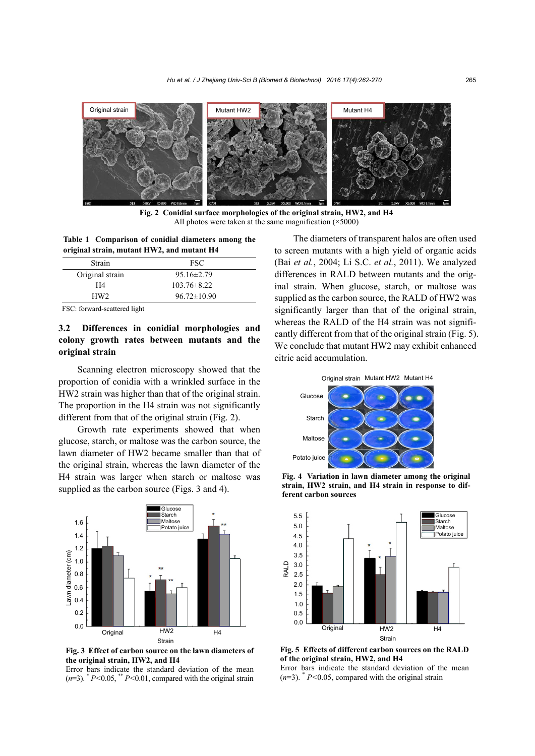Fig. 2 Conidial surface morphologies of the original strain, HW2, and H4

All photos were taken at the same magnification (×5000)

**Table 1 Comparison of conidial diameters among the original strain, mutant HW2, and mutant H4**

| Strain | FSC |
|---|---|
| Original strain | 95.16±2.79 |
| H4 | 103.76±8.22 |
| HW2 | 96.72±10.90 |

FSC: forward-scattered light

### 3.2 Differences in conidial morphologies and colony growth rates between mutants and the original strain

Scanning electron microscopy showed that the proportion of conidia with a wrinkled surface in the HW2 strain was higher than that of the original strain. The proportion in the H4 strain was not significantly different from that of the original strain (Fig. 2).

Growth rate experiments showed that when glucose, starch, or maltose was the carbon source, the lawn diameter of HW2 became smaller than that of the original strain, whereas the lawn diameter of the H4 strain was larger when starch or maltose was supplied as the carbon source (Figs. 3 and 4).

Fig. 3 Effect of carbon source on the lawn diameters of the original strain, HW2, and H4

Error bars indicate the standard deviation of the mean ($n$=3). * $P$<0.05, ** $P$<0.01, compared with the original strain

The diameters of transparent halos are often used to screen mutants with a high yield of organic acids (Bai *et al.*, 2004; Li S.C. *et al.*, 2011). We analyzed differences in RALD between mutants and the original strain. When glucose, starch, or maltose was supplied as the carbon source, the RALD of HW2 was significantly larger than that of the original strain, whereas the RALD of the H4 strain was not significantly different from that of the original strain (Fig. 5). We conclude that mutant HW2 may exhibit enhanced citric acid accumulation.

Fig. 4 Variation in lawn diameter among the original strain, HW2 strain, and H4 strain in response to different carbon sources

Fig. 5 Effects of different carbon sources on the RALD of the original strain, HW2, and H4

Error bars indicate the standard deviation of the mean ($n$=3). * $P$<0.05, compared with the original strain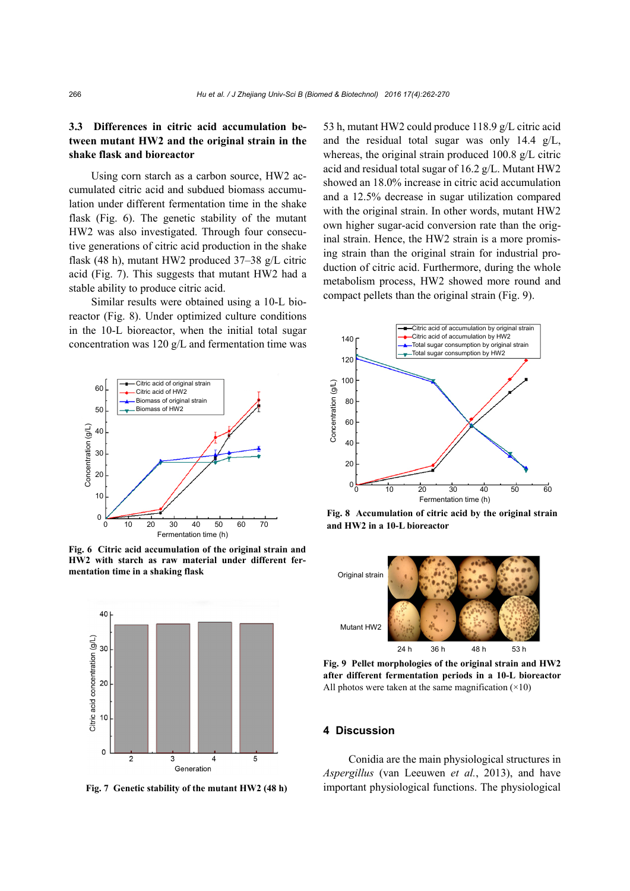### 3.3 Differences in citric acid accumulation between mutant HW2 and the original strain in the shake flask and bioreactor

Using corn starch as a carbon source, HW2 accumulated citric acid and subdued biomass accumulation under different fermentation time in the shake flask (Fig. 6). The genetic stability of the mutant HW2 was also investigated. Through four consecutive generations of citric acid production in the shake flask (48 h), mutant HW2 produced 37–38 g/L citric acid (Fig. 7). This suggests that mutant HW2 had a stable ability to produce citric acid.

Similar results were obtained using a 10-L bioreactor (Fig. 8). Under optimized culture conditions in the 10-L bioreactor, when the initial total sugar concentration was 120 g/L and fermentation time was 53 h, mutant HW2 could produce 118.9 g/L citric acid and the residual total sugar was only 14.4 g/L, whereas, the original strain produced 100.8 g/L citric acid and residual total sugar of 16.2 g/L. Mutant HW2 showed an 18.0% increase in citric acid accumulation and a 12.5% decrease in sugar utilization compared with the original strain. In other words, mutant HW2 own higher sugar-acid conversion rate than the original strain. Hence, the HW2 strain is a more promising strain than the original strain for industrial production of citric acid. Furthermore, during the whole metabolism process, HW2 showed more round and compact pellets than the original strain (Fig. 9).

**Fig. 6 Citric acid accumulation of the original strain and HW2 with starch as raw material under different fermentation time in a shaking flask**

**Fig. 7 Genetic stability of the mutant HW2 (48 h)**

**Fig. 8 Accumulation of citric acid by the original strain and HW2 in a 10-L bioreactor**

**Fig. 9 Pellet morphologies of the original strain and HW2 after different fermentation periods in a 10-L bioreactor**
All photos were taken at the same magnification (×10)

## 4 Discussion

Conidia are the main physiological structures in *Aspergillus* (van Leeuwen *et al.*, 2013), and have important physiological functions. The physiological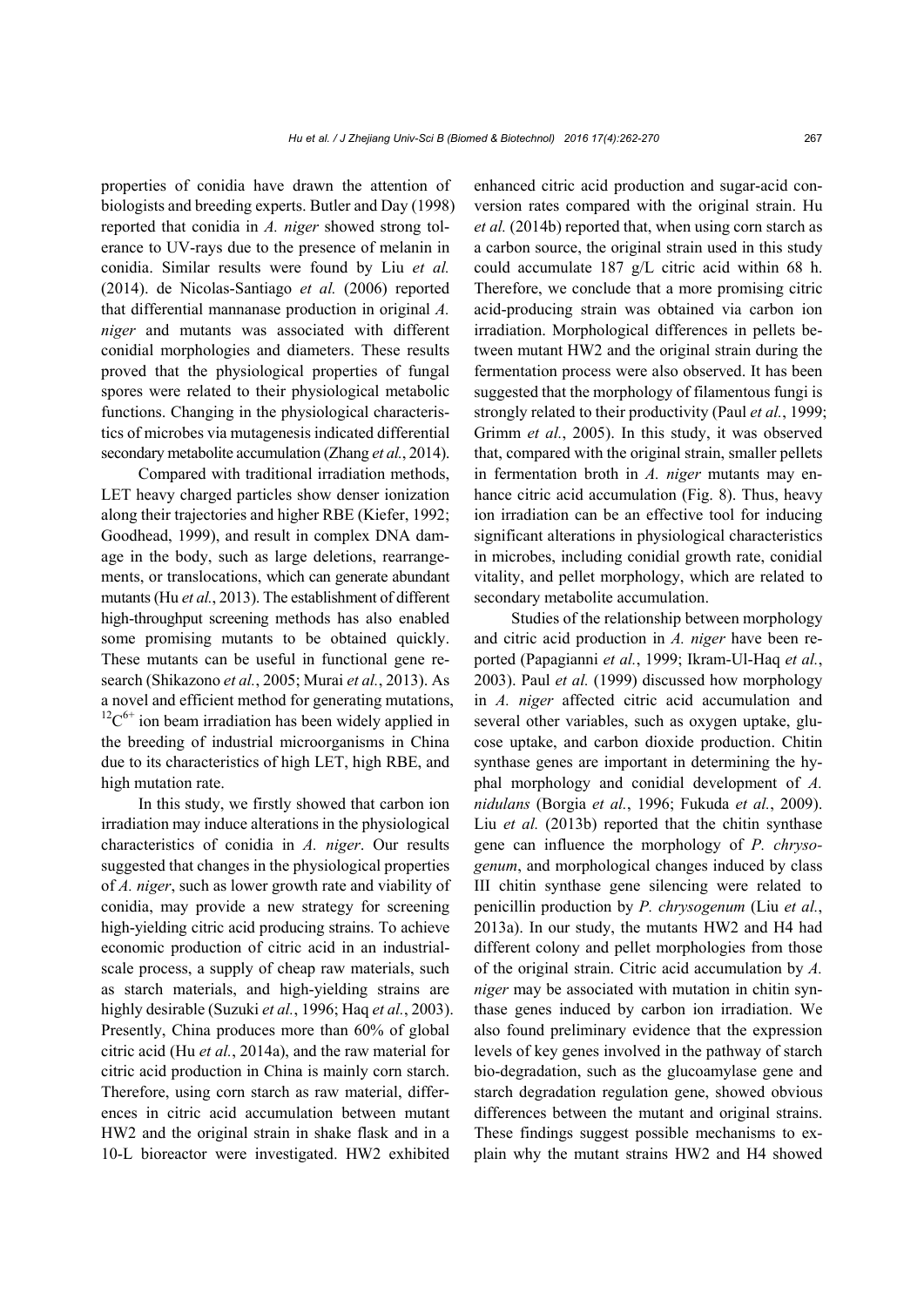properties of conidia have drawn the attention of biologists and breeding experts. Butler and Day (1998) reported that conidia in *A. niger* showed strong tolerance to UV-rays due to the presence of melanin in conidia. Similar results were found by Liu *et al.* (2014). de Nicolas-Santiago *et al.* (2006) reported that differential mannanase production in original *A. niger* and mutants was associated with different conidial morphologies and diameters. These results proved that the physiological properties of fungal spores were related to their physiological metabolic functions. Changing in the physiological characteristics of microbes via mutagenesis indicated differential secondary metabolite accumulation (Zhang *et al.*, 2014).

Compared with traditional irradiation methods, LET heavy charged particles show denser ionization along their trajectories and higher RBE (Kiefer, 1992; Goodhead, 1999), and result in complex DNA damage in the body, such as large deletions, rearrangements, or translocations, which can generate abundant mutants (Hu *et al.*, 2013). The establishment of different high-throughput screening methods has also enabled some promising mutants to be obtained quickly. These mutants can be useful in functional gene research (Shikazono *et al.*, 2005; Murai *et al.*, 2013). As a novel and efficient method for generating mutations, $^{12}C^{6+}$ ion beam irradiation has been widely applied in the breeding of industrial microorganisms in China due to its characteristics of high LET, high RBE, and high mutation rate.

In this study, we firstly showed that carbon ion irradiation may induce alterations in the physiological characteristics of conidia in *A. niger*. Our results suggested that changes in the physiological properties of *A. niger*, such as lower growth rate and viability of conidia, may provide a new strategy for screening high-yielding citric acid producing strains. To achieve economic production of citric acid in an industrial-scale process, a supply of cheap raw materials, such as starch materials, and high-yielding strains are highly desirable (Suzuki *et al.*, 1996; Haq *et al.*, 2003). Presently, China produces more than 60% of global citric acid (Hu *et al.*, 2014a), and the raw material for citric acid production in China is mainly corn starch. Therefore, using corn starch as raw material, differences in citric acid accumulation between mutant HW2 and the original strain in shake flask and in a 10-L bioreactor were investigated. HW2 exhibited enhanced citric acid production and sugar-acid conversion rates compared with the original strain. Hu *et al.* (2014b) reported that, when using corn starch as a carbon source, the original strain used in this study could accumulate 187 g/L citric acid within 68 h. Therefore, we conclude that a more promising citric acid-producing strain was obtained via carbon ion irradiation. Morphological differences in pellets between mutant HW2 and the original strain during the fermentation process were also observed. It has been suggested that the morphology of filamentous fungi is strongly related to their productivity (Paul *et al.*, 1999; Grimm *et al.*, 2005). In this study, it was observed that, compared with the original strain, smaller pellets in fermentation broth in *A. niger* mutants may enhance citric acid accumulation (Fig. 8). Thus, heavy ion irradiation can be an effective tool for inducing significant alterations in physiological characteristics in microbes, including conidial growth rate, conidial vitality, and pellet morphology, which are related to secondary metabolite accumulation.

Studies of the relationship between morphology and citric acid production in *A. niger* have been reported (Papagianni *et al.*, 1999; Ikram-Ul-Haq *et al.*, 2003). Paul *et al.* (1999) discussed how morphology in *A. niger* affected citric acid accumulation and several other variables, such as oxygen uptake, glucose uptake, and carbon dioxide production. Chitin synthase genes are important in determining the hyphal morphology and conidial development of *A. nidulans* (Borgia *et al.*, 1996; Fukuda *et al.*, 2009). Liu *et al.* (2013b) reported that the chitin synthase gene can influence the morphology of *P. chrysogenum*, and morphological changes induced by class III chitin synthase gene silencing were related to penicillin production by *P. chrysogenum* (Liu *et al.*, 2013a). In our study, the mutants HW2 and H4 had different colony and pellet morphologies from those of the original strain. Citric acid accumulation by *A. niger* may be associated with mutation in chitin synthase genes induced by carbon ion irradiation. We also found preliminary evidence that the expression levels of key genes involved in the pathway of starch bio-degradation, such as the glucoamylase gene and starch degradation regulation gene, showed obvious differences between the mutant and original strains. These findings suggest possible mechanisms to explain why the mutant strains HW2 and H4 showed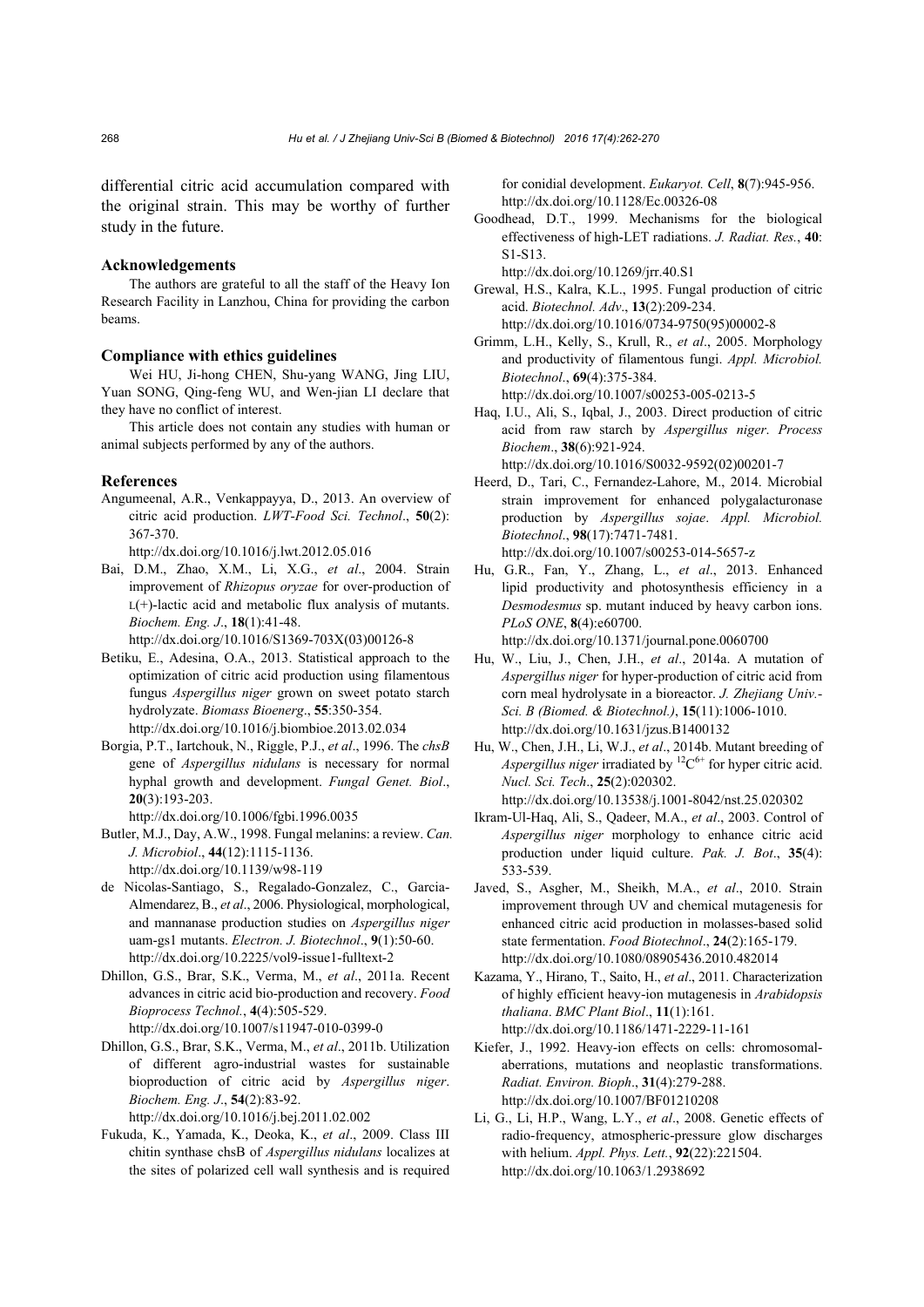differential citric acid accumulation compared with the original strain. This may be worthy of further study in the future.

### Acknowledgements

The authors are grateful to all the staff of the Heavy Ion Research Facility in Lanzhou, China for providing the carbon beams.

### Compliance with ethics guidelines

Wei HU, Ji-hong CHEN, Shu-yang WANG, Jing LIU, Yuan SONG, Qing-feng WU, and Wen-jian LI declare that they have no conflict of interest.

This article does not contain any studies with human or animal subjects performed by any of the authors.

### References

Angumeenal, A.R., Venkappayya, D., 2013. An overview of citric acid production. *LWT-Food Sci. Technol*., **50**(2): 367-370. http://dx.doi.org/10.1016/j.lwt.2012.05.016

Bai, D.M., Zhao, X.M., Li, X.G., *et al*., 2004. Strain improvement of *Rhizopus oryzae* for over-production of L(+)-lactic acid and metabolic flux analysis of mutants. *Biochem. Eng. J*., **18**(1):41-48. http://dx.doi.org/10.1016/S1369-703X(03)00126-8

Betiku, E., Adesina, O.A., 2013. Statistical approach to the optimization of citric acid production using filamentous fungus *Aspergillus niger* grown on sweet potato starch hydrolyzate. *Biomass Bioenerg*., **55**:350-354. http://dx.doi.org/10.1016/j.biombioe.2013.02.034

Borgia, P.T., Iartchouk, N., Riggle, P.J., *et al*., 1996. The *chsB* gene of *Aspergillus nidulans* is necessary for normal hyphal growth and development. *Fungal Genet. Biol*., **20**(3):193-203. http://dx.doi.org/10.1006/fgbi.1996.0035

Butler, M.J., Day, A.W., 1998. Fungal melanins: a review. *Can. J. Microbiol*., **44**(12):1115-1136. http://dx.doi.org/10.1139/w98-119

de Nicolas-Santiago, S., Regalado-Gonzalez, C., Garcia-Almendarez, B., *et al*., 2006. Physiological, morphological, and mannanase production studies on *Aspergillus niger* uam-gs1 mutants. *Electron. J. Biotechnol*., **9**(1):50-60. http://dx.doi.org/10.2225/vol9-issue1-fulltext-2

Dhillon, G.S., Brar, S.K., Verma, M., *et al*., 2011a. Recent advances in citric acid bio-production and recovery. *Food Bioprocess Technol.*, **4**(4):505-529. http://dx.doi.org/10.1007/s11947-010-0399-0

Dhillon, G.S., Brar, S.K., Verma, M., *et al*., 2011b. Utilization of different agro-industrial wastes for sustainable bioproduction of citric acid by *Aspergillus niger*. *Biochem. Eng. J*., **54**(2):83-92. http://dx.doi.org/10.1016/j.bej.2011.02.002

Fukuda, K., Yamada, K., Deoka, K., *et al*., 2009. Class III chitin synthase chsB of *Aspergillus nidulans* localizes at the sites of polarized cell wall synthesis and is required for conidial development. *Eukaryot. Cell*, **8**(7):945-956. http://dx.doi.org/10.1128/Ec.00326-08

Goodhead, D.T., 1999. Mechanisms for the biological effectiveness of high-LET radiations. *J. Radiat. Res.*, **40**: S1-S13. http://dx.doi.org/10.1269/jrr.40.S1

Grewal, H.S., Kalra, K.L., 1995. Fungal production of citric acid. *Biotechnol. Adv*., **13**(2):209-234. http://dx.doi.org/10.1016/0734-9750(95)00002-8

Grimm, L.H., Kelly, S., Krull, R., *et al*., 2005. Morphology and productivity of filamentous fungi. *Appl. Microbiol. Biotechnol*., **69**(4):375-384. http://dx.doi.org/10.1007/s00253-005-0213-5

Haq, I.U., Ali, S., Iqbal, J., 2003. Direct production of citric acid from raw starch by *Aspergillus niger*. *Process Biochem*., **38**(6):921-924. http://dx.doi.org/10.1016/S0032-9592(02)00201-7

Heerd, D., Tari, C., Fernandez-Lahore, M., 2014. Microbial strain improvement for enhanced polygalacturonase production by *Aspergillus sojae*. *Appl. Microbiol. Biotechnol*., **98**(17):7471-7481. http://dx.doi.org/10.1007/s00253-014-5657-z

Hu, G.R., Fan, Y., Zhang, L., *et al*., 2013. Enhanced lipid productivity and photosynthesis efficiency in a *Desmodesmus* sp. mutant induced by heavy carbon ions. *PLoS ONE*, **8**(4):e60700. http://dx.doi.org/10.1371/journal.pone.0060700

Hu, W., Liu, J., Chen, J.H., *et al*., 2014a. A mutation of *Aspergillus niger* for hyper-production of citric acid from corn meal hydrolysate in a bioreactor. *J. Zhejiang Univ.-Sci. B (Biomed. & Biotechnol.)*, **15**(11):1006-1010. http://dx.doi.org/10.1631/jzus.B1400132

Hu, W., Chen, J.H., Li, W.J., *et al*., 2014b. Mutant breeding of *Aspergillus niger* irradiated by $^{12}C^{6+}$ for hyper citric acid. *Nucl. Sci. Tech*., **25**(2):020302. http://dx.doi.org/10.13538/j.1001-8042/nst.25.020302

Ikram-Ul-Haq, Ali, S., Qadeer, M.A., *et al*., 2003. Control of *Aspergillus niger* morphology to enhance citric acid production under liquid culture. *Pak. J. Bot*., **35**(4): 533-539.

Javed, S., Asgher, M., Sheikh, M.A., *et al*., 2010. Strain improvement through UV and chemical mutagenesis for enhanced citric acid production in molasses-based solid state fermentation. *Food Biotechnol*., **24**(2):165-179. http://dx.doi.org/10.1080/08905436.2010.482014

Kazama, Y., Hirano, T., Saito, H., *et al*., 2011. Characterization of highly efficient heavy-ion mutagenesis in *Arabidopsis thaliana*. *BMC Plant Biol*., **11**(1):161. http://dx.doi.org/10.1186/1471-2229-11-161

Kiefer, J., 1992. Heavy-ion effects on cells: chromosomal-aberrations, mutations and neoplastic transformations. *Radiat. Environ. Bioph*., **31**(4):279-288. http://dx.doi.org/10.1007/BF01210208

Li, G., Li, H.P., Wang, L.Y., *et al*., 2008. Genetic effects of radio-frequency, atmospheric-pressure glow discharges with helium. *Appl. Phys. Lett.*, **92**(22):221504. http://dx.doi.org/10.1063/1.2938692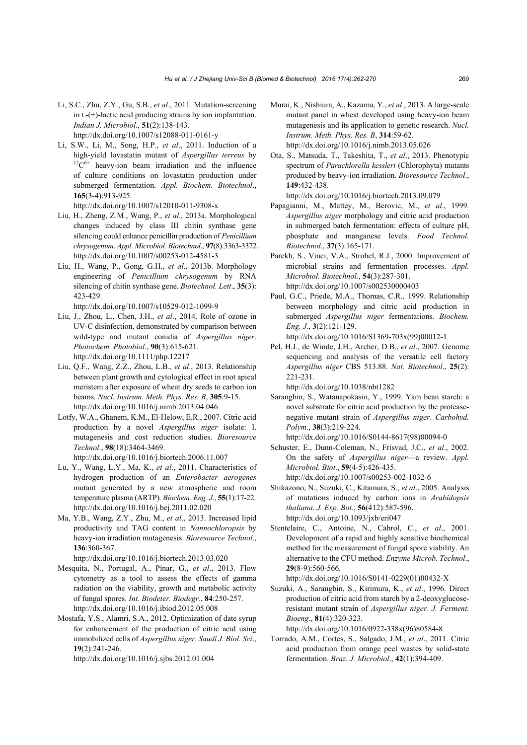Li, S.C., Zhu, Z.Y., Gu, S.B., *et al*., 2011. Mutation-screening in L-(+)-lactic acid producing strains by ion implantation. *Indian J. Microbiol*., **51**(2):138-143. http://dx.doi.org/10.1007/s12088-011-0161-y

Li, S.W., Li, M., Song, H.P., *et al*., 2011. Induction of a high-yield lovastatin mutant of *Aspergillus terreus* by $^{12}C^{6+}$ heavy-ion beam irradiation and the influence of culture conditions on lovastatin production under submerged fermentation. *Appl. Biochem. Biotechnol*., **165**(3-4):913-925. http://dx.doi.org/10.1007/s12010-011-9308-x

Liu, H., Zheng, Z.M., Wang, P., *et al*., 2013a. Morphological changes induced by class III chitin synthase gene silencing could enhance penicillin production of *Penicillium chrysogenum*. *Appl. Microbiol. Biotechnol*., **97**(8):3363-3372. http://dx.doi.org/10.1007/s00253-012-4581-3

Liu, H., Wang, P., Gong, G.H., *et al*., 2013b. Morphology engineering of *Penicillium chrysogenum* by RNA silencing of chitin synthase gene. *Biotechnol. Lett*., **35**(3): 423-429. http://dx.doi.org/10.1007/s10529-012-1099-9

Liu, J., Zhou, L., Chen, J.H., *et al*., 2014. Role of ozone in UV-C disinfection, demonstrated by comparison between wild-type and mutant conidia of *Aspergillus niger*. *Photochem. Photobiol*., **90**(3):615-621. http://dx.doi.org/10.1111/php.12217

Liu, Q.F., Wang, Z.Z., Zhou, L.B., *et al*., 2013. Relationship between plant growth and cytological effect in root apical meristem after exposure of wheat dry seeds to carbon ion beams. *Nucl. Instrum. Meth. Phys. Res. B*, **305**:9-15. http://dx.doi.org/10.1016/j.nimb.2013.04.046

Lotfy, W.A., Ghanem, K.M., El-Helow, E.R., 2007. Citric acid production by a novel *Aspergillus niger* isolate: I. mutagenesis and cost reduction studies. *Bioresource Technol*., **98**(18):3464-3469. http://dx.doi.org/10.1016/j.biortech.2006.11.007

Lu, Y., Wang, L.Y., Ma, K., *et al*., 2011. Characteristics of hydrogen production of an *Enterobacter aerogenes* mutant generated by a new atmospheric and room temperature plasma (ARTP). *Biochem. Eng. J*., **55**(1):17-22. http://dx.doi.org/10.1016/j.bej.2011.02.020

Ma, Y.B., Wang, Z.Y., Zhu, M., *et al*., 2013. Increased lipid productivity and TAG content in *Nannochloropsis* by heavy-ion irradiation mutagenesis. *Bioresource Technol*., **136**:360-367. http://dx.doi.org/10.1016/j.biortech.2013.03.020

Mesquita, N., Portugal, A., Pinar, G., *et al*., 2013. Flow cytometry as a tool to assess the effects of gamma radiation on the viability, growth and metabolic activity of fungal spores. *Int. Biodeter. Biodegr*., **84**:250-257. http://dx.doi.org/10.1016/j.ibiod.2012.05.008

Mostafa, Y.S., Alamri, S.A., 2012. Optimization of date syrup for enhancement of the production of citric acid using immobilized cells of *Aspergillus niger*. *Saudi J. Biol. Sci*., **19**(2):241-246. http://dx.doi.org/10.1016/j.sjbs.2012.01.004

Murai, K., Nishiura, A., Kazama, Y., *et al*., 2013. A large-scale mutant panel in wheat developed using heavy-ion beam mutagenesis and its application to genetic research. *Nucl. Instrum. Meth. Phys. Res. B*, **314**:59-62. http://dx.doi.org/10.1016/j.nimb.2013.05.026

Ota, S., Matsuda, T., Takeshita, T., *et al*., 2013. Phenotypic spectrum of *Parachlorella kessleri* (Chlorophyta) mutants produced by heavy-ion irradiation. *Bioresource Technol*., **149**:432-438. http://dx.doi.org/10.1016/j.biortech.2013.09.079

Papagianni, M., Mattey, M., Berovic, M., *et al*., 1999. *Aspergillus niger* morphology and citric acid production in submerged batch fermentation: effects of culture pH, phosphate and manganese levels. *Food Technol. Biotechnol*., **37**(3):165-171.

Parekh, S., Vinci, V.A., Strobel, R.J., 2000. Improvement of microbial strains and fermentation processes. *Appl. Microbiol. Biotechnol.*, **54**(3):287-301. http://dx.doi.org/10.1007/s002530000403

Paul, G.C., Priede, M.A., Thomas, C.R., 1999. Relationship between morphology and citric acid production in submerged *Aspergillus niger* fermentations. *Biochem. Eng. J*., **3**(2):121-129. http://dx.doi.org/10.1016/S1369-703x(99)00012-1

Pel, H.J., de Winde, J.H., Archer, D.B., *et al*., 2007. Genome sequencing and analysis of the versatile cell factory *Aspergillus niger* CBS 513.88. *Nat. Biotechnol*., **25**(2): 221-231. http://dx.doi.org/10.1038/nbt1282

Sarangbin, S., Watanapokasin, Y., 1999. Yam bean starch: a novel substrate for citric acid production by the protease-negative mutant strain of *Aspergillus niger*. *Carbohyd. Polym*., **38**(3):219-224. http://dx.doi.org/10.1016/S0144-8617(98)00094-0

Schuster, E., Dunn-Coleman, N., Frisvad, J.C., *et al*., 2002. On the safety of *Aspergillus niger*—a review. *Appl. Microbiol. Biot*., **59**(4-5):426-435. http://dx.doi.org/10.1007/s00253-002-1032-6

Shikazono, N., Suzuki, C., Kitamura, S., *et al*., 2005. Analysis of mutations induced by carbon ions in *Arabidopsis thaliana*. *J. Exp. Bot*., **56**(412):587-596. http://dx.doi.org/10.1093/jxb/eri047

Stentelaire, C., Antoine, N., Cabrol, C., *et al*., 2001. Development of a rapid and highly sensitive biochemical method for the measurement of fungal spore viability. An alternative to the CFU method. *Enzyme Microb. Technol*., **29**(8-9):560-566. http://dx.doi.org/10.1016/S0141-0229(01)00432-X

Suzuki, A., Sarangbin, S., Kirimura, K., *et al*., 1996. Direct production of citric acid from starch by a 2-deoxyglucose-resistant mutant strain of *Aspergillus niger*. *J. Ferment. Bioeng*., **81**(4):320-323. http://dx.doi.org/10.1016/0922-338x(96)80584-8

Torrado, A.M., Cortes, S., Salgado, J.M., *et al*., 2011. Citric acid production from orange peel wastes by solid-state fermentation. *Braz. J. Microbiol*., **42**(1):394-409.